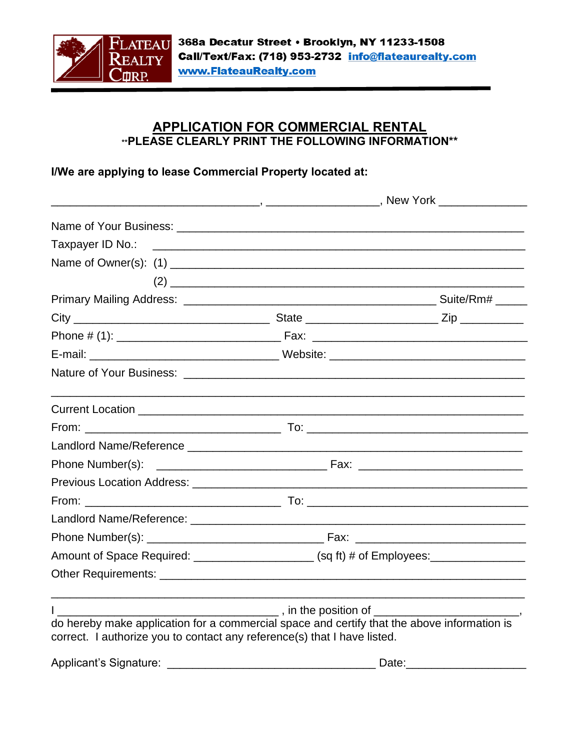Flateau Realty Corp.

**368a Decatur Street • Brooklyn, NY 11233-1508**
**Call/Text/Fax: (718) 953-2732** **info@flateaurealty.com**
**www.FlateauRealty.com**

# APPLICATION FOR COMMERCIAL RENTAL

**\*\*PLEASE CLEARLY PRINT THE FOLLOWING INFORMATION\*\***

**I/We are applying to lease Commercial Property located at:**

_________________________________, _________________, New York _____________

Name of Your Business: ______________________________________________________

Taxpayer ID No.: ______________________________________________________

Name of Owner(s): (1) ______________________________________________________

(2) ______________________________________________________

Primary Mailing Address: _______________________________________ Suite/Rm# _____

City _____________________________ State ____________________ Zip __________

Phone # (1): _________________________ Fax: ________________________________

E-mail: _____________________________ Website: ____________________________

Nature of Your Business: ______________________________________________________

_____________________________________________________________________________

Current Location ______________________________________________________________

From: ______________________________ To: _________________________________

Landlord Name/Reference ______________________________________________________

Phone Number(s): __________________________ Fax: _________________________

Previous Location Address: ____________________________________________________

From: ______________________________ To: _________________________________

Landlord Name/Reference: ______________________________________________________

Phone Number(s): ___________________________ Fax: _________________________

Amount of Space Required: ___________________ (sq ft) # of Employees:______________

Other Requirements: __________________________________________________________

_____________________________________________________________________________

I __________________________________ , in the position of ______________________, do hereby make application for a commercial space and certify that the above information is correct. I authorize you to contact any reference(s) that I have listed.

Applicant's Signature: ________________________________ Date:__________________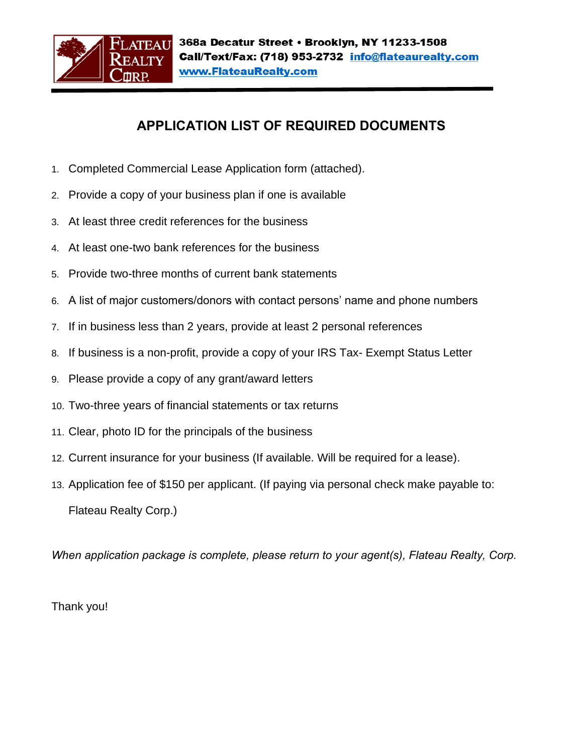Flateau Realty Corp.

**368a Decatur Street • Brooklyn, NY 11233-1508**
**Call/Text/Fax: (718) 953-2732** info@flateaurealty.com
www.FlateauRealty.com

# APPLICATION LIST OF REQUIRED DOCUMENTS

1. Completed Commercial Lease Application form (attached).
2. Provide a copy of your business plan if one is available
3. At least three credit references for the business
4. At least one-two bank references for the business
5. Provide two-three months of current bank statements
6. A list of major customers/donors with contact persons' name and phone numbers
7. If in business less than 2 years, provide at least 2 personal references
8. If business is a non-profit, provide a copy of your IRS Tax- Exempt Status Letter
9. Please provide a copy of any grant/award letters
10. Two-three years of financial statements or tax returns
11. Clear, photo ID for the principals of the business
12. Current insurance for your business (If available. Will be required for a lease).
13. Application fee of $150 per applicant. (If paying via personal check make payable to: Flateau Realty Corp.)

*When application package is complete, please return to your agent(s), Flateau Realty, Corp.*

Thank you!